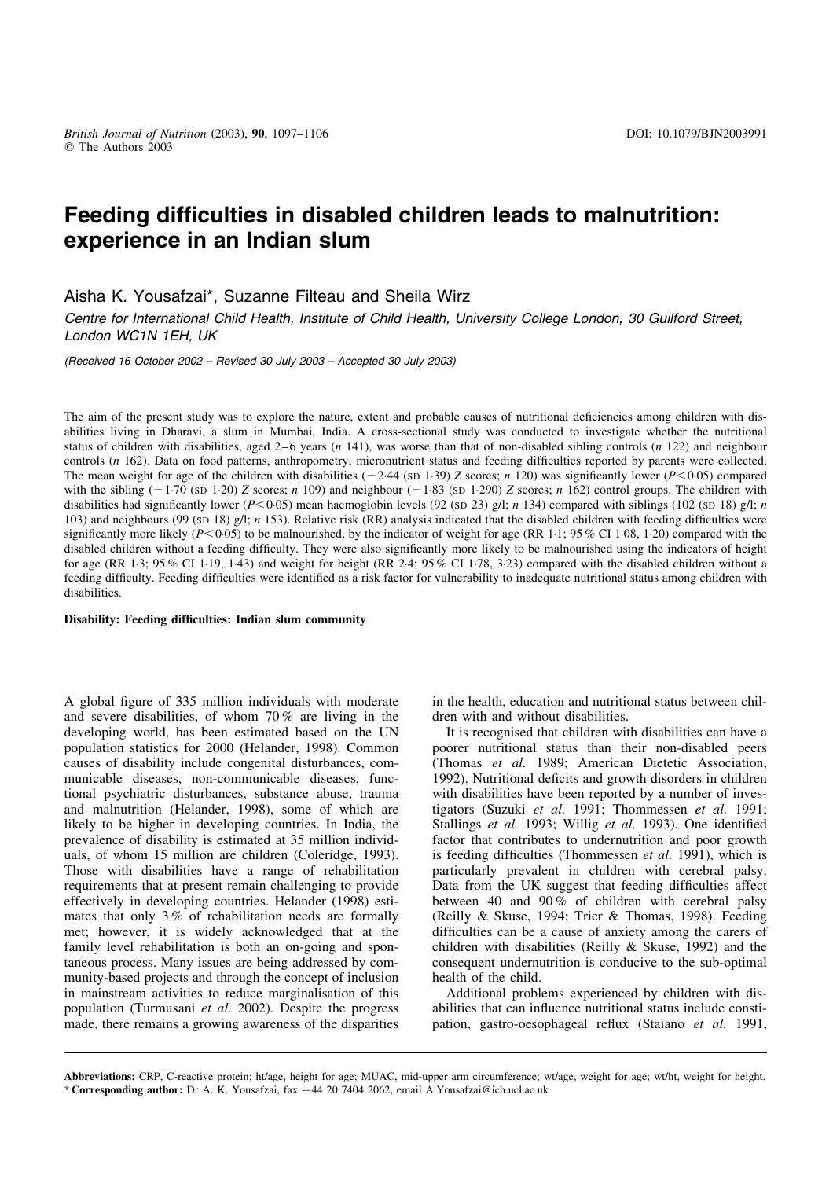# Feeding difficulties in disabled children leads to malnutrition: experience in an Indian slum

Aisha K. Yousafzai*, Suzanne Filteau and Sheila Wirz

*Centre for International Child Health, Institute of Child Health, University College London, 30 Guilford Street, London WC1N 1EH, UK*

*(Received 16 October 2002 – Revised 30 July 2003 – Accepted 30 July 2003)*

The aim of the present study was to explore the nature, extent and probable causes of nutritional deficiencies among children with disabilities living in Dharavi, a slum in Mumbai, India. A cross-sectional study was conducted to investigate whether the nutritional status of children with disabilities, aged 2–6 years (*n* 141), was worse than that of non-disabled sibling controls (*n* 122) and neighbour controls (*n* 162). Data on food patterns, anthropometry, micronutrient status and feeding difficulties reported by parents were collected. The mean weight for age of the children with disabilities (−2·44 (SD 1·39) *Z* scores; *n* 120) was significantly lower ($P<0·05$) compared with the sibling (−1·70 (SD 1·20) *Z* scores; *n* 109) and neighbour (−1·83 (SD 1·290) *Z* scores; *n* 162) control groups. The children with disabilities had significantly lower ($P<0·05$) mean haemoglobin levels (92 (SD 23) g/l; *n* 134) compared with siblings (102 (SD 18) g/l; *n* 103) and neighbours (99 (SD 18) g/l; *n* 153). Relative risk (RR) analysis indicated that the disabled children with feeding difficulties were significantly more likely ($P<0·05$) to be malnourished, by the indicator of weight for age (RR 1·1; 95 % CI 1·08, 1·20) compared with the disabled children without a feeding difficulty. They were also significantly more likely to be malnourished using the indicators of height for age (RR 1·3; 95 % CI 1·19, 1·43) and weight for height (RR 2·4; 95 % CI 1·78, 3·23) compared with the disabled children without a feeding difficulty. Feeding difficulties were identified as a risk factor for vulnerability to inadequate nutritional status among children with disabilities.

**Disability: Feeding difficulties: Indian slum community**

A global figure of 335 million individuals with moderate and severe disabilities, of whom 70 % are living in the developing world, has been estimated based on the UN population statistics for 2000 (Helander, 1998). Common causes of disability include congenital disturbances, communicable diseases, non-communicable diseases, functional psychiatric disturbances, substance abuse, trauma and malnutrition (Helander, 1998), some of which are likely to be higher in developing countries. In India, the prevalence of disability is estimated at 35 million individuals, of whom 15 million are children (Coleridge, 1993). Those with disabilities have a range of rehabilitation requirements that at present remain challenging to provide effectively in developing countries. Helander (1998) estimates that only 3 % of rehabilitation needs are formally met; however, it is widely acknowledged that at the family level rehabilitation is both an on-going and spontaneous process. Many issues are being addressed by community-based projects and through the concept of inclusion in mainstream activities to reduce marginalisation of this population (Turmusani *et al.* 2002). Despite the progress made, there remains a growing awareness of the disparities in the health, education and nutritional status between children with and without disabilities.

It is recognised that children with disabilities can have a poorer nutritional status than their non-disabled peers (Thomas *et al.* 1989; American Dietetic Association, 1992). Nutritional deficits and growth disorders in children with disabilities have been reported by a number of investigators (Suzuki *et al.* 1991; Thommessen *et al.* 1991; Stallings *et al.* 1993; Willig *et al.* 1993). One identified factor that contributes to undernutrition and poor growth is feeding difficulties (Thommessen *et al.* 1991), which is particularly prevalent in children with cerebral palsy. Data from the UK suggest that feeding difficulties affect between 40 and 90 % of children with cerebral palsy (Reilly & Skuse, 1994; Trier & Thomas, 1998). Feeding difficulties can be a cause of anxiety among the carers of children with disabilities (Reilly & Skuse, 1992) and the consequent undernutrition is conducive to the sub-optimal health of the child.

Additional problems experienced by children with disabilities that can influence nutritional status include constipation, gastro-oesophageal reflux (Staiano *et al.* 1991,

**Abbreviations:** CRP, C-reactive protein; ht/age, height for age; MUAC, mid-upper arm circumference; wt/age, weight for age; wt/ht, weight for height.
\* **Corresponding author:** Dr A. K. Yousafzai, fax +44 20 7404 2062, email A.Yousafzai@ich.ucl.ac.uk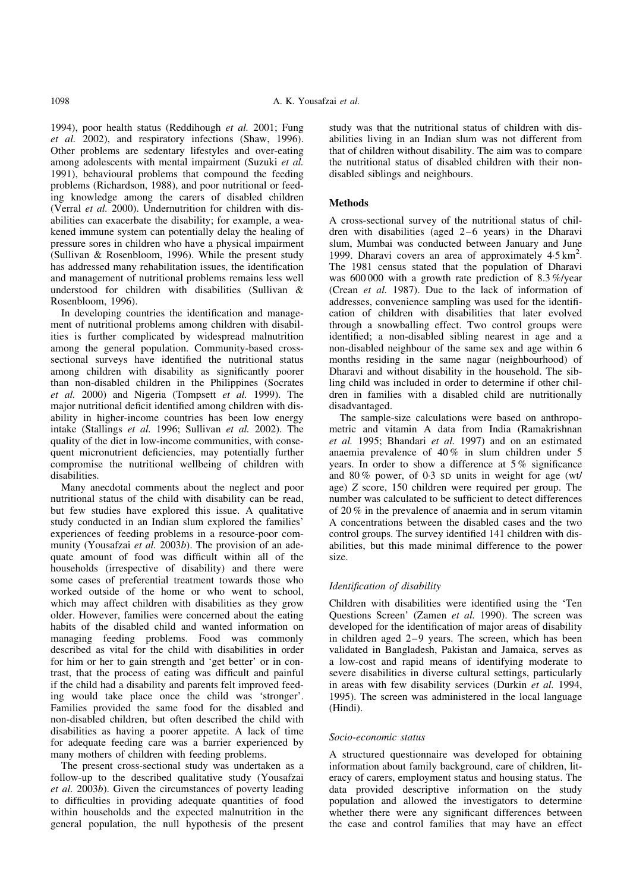1994), poor health status (Reddihough *et al.* 2001; Fung *et al.* 2002), and respiratory infections (Shaw, 1996). Other problems are sedentary lifestyles and over-eating among adolescents with mental impairment (Suzuki *et al.* 1991), behavioural problems that compound the feeding problems (Richardson, 1988), and poor nutritional or feeding knowledge among the carers of disabled children (Verral *et al.* 2000). Undernutrition for children with disabilities can exacerbate the disability; for example, a weakened immune system can potentially delay the healing of pressure sores in children who have a physical impairment (Sullivan & Rosenbloom, 1996). While the present study has addressed many rehabilitation issues, the identification and management of nutritional problems remains less well understood for children with disabilities (Sullivan & Rosenbloom, 1996).

In developing countries the identification and management of nutritional problems among children with disabilities is further complicated by widespread malnutrition among the general population. Community-based cross-sectional surveys have identified the nutritional status among children with disability as significantly poorer than non-disabled children in the Philippines (Socrates *et al.* 2000) and Nigeria (Tompsett *et al.* 1999). The major nutritional deficit identified among children with disability in higher-income countries has been low energy intake (Stallings *et al.* 1996; Sullivan *et al.* 2002). The quality of the diet in low-income communities, with consequent micronutrient deficiencies, may potentially further compromise the nutritional wellbeing of children with disabilities.

Many anecdotal comments about the neglect and poor nutritional status of the child with disability can be read, but few studies have explored this issue. A qualitative study conducted in an Indian slum explored the families' experiences of feeding problems in a resource-poor community (Yousafzai *et al.* 2003*b*). The provision of an adequate amount of food was difficult within all of the households (irrespective of disability) and there were some cases of preferential treatment towards those who worked outside of the home or who went to school, which may affect children with disabilities as they grow older. However, families were concerned about the eating habits of the disabled child and wanted information on managing feeding problems. Food was commonly described as vital for the child with disabilities in order for him or her to gain strength and 'get better' or in contrast, that the process of eating was difficult and painful if the child had a disability and parents felt improved feeding would take place once the child was 'stronger'. Families provided the same food for the disabled and non-disabled children, but often described the child with disabilities as having a poorer appetite. A lack of time for adequate feeding care was a barrier experienced by many mothers of children with feeding problems.

The present cross-sectional study was undertaken as a follow-up to the described qualitative study (Yousafzai *et al.* 2003*b*). Given the circumstances of poverty leading to difficulties in providing adequate quantities of food within households and the expected malnutrition in the general population, the null hypothesis of the present study was that the nutritional status of children with disabilities living in an Indian slum was not different from that of children without disability. The aim was to compare the nutritional status of disabled children with their non-disabled siblings and neighbours.

## Methods

A cross-sectional survey of the nutritional status of children with disabilities (aged 2–6 years) in the Dharavi slum, Mumbai was conducted between January and June 1999. Dharavi covers an area of approximately 4·5 km$^2$. The 1981 census stated that the population of Dharavi was 600 000 with a growth rate prediction of 8.3 %/year (Crean *et al.* 1987). Due to the lack of information of addresses, convenience sampling was used for the identification of children with disabilities that later evolved through a snowballing effect. Two control groups were identified; a non-disabled sibling nearest in age and a non-disabled neighbour of the same sex and age within 6 months residing in the same nagar (neighbourhood) of Dharavi and without disability in the household. The sibling child was included in order to determine if other children in families with a disabled child are nutritionally disadvantaged.

The sample-size calculations were based on anthropometric and vitamin A data from India (Ramakrishnan *et al.* 1995; Bhandari *et al.* 1997) and on an estimated anaemia prevalence of 40 % in slum children under 5 years. In order to show a difference at 5 % significance and 80 % power, of 0·3 SD units in weight for age (wt/age) *Z* score, 150 children were required per group. The number was calculated to be sufficient to detect differences of 20 % in the prevalence of anaemia and in serum vitamin A concentrations between the disabled cases and the two control groups. The survey identified 141 children with disabilities, but this made minimal difference to the power size.

### *Identification of disability*

Children with disabilities were identified using the 'Ten Questions Screen' (Zamen *et al.* 1990). The screen was developed for the identification of major areas of disability in children aged 2–9 years. The screen, which has been validated in Bangladesh, Pakistan and Jamaica, serves as a low-cost and rapid means of identifying moderate to severe disabilities in diverse cultural settings, particularly in areas with few disability services (Durkin *et al.* 1994, 1995). The screen was administered in the local language (Hindi).

### *Socio-economic status*

A structured questionnaire was developed for obtaining information about family background, care of children, literacy of carers, employment status and housing status. The data provided descriptive information on the study population and allowed the investigators to determine whether there were any significant differences between the case and control families that may have an effect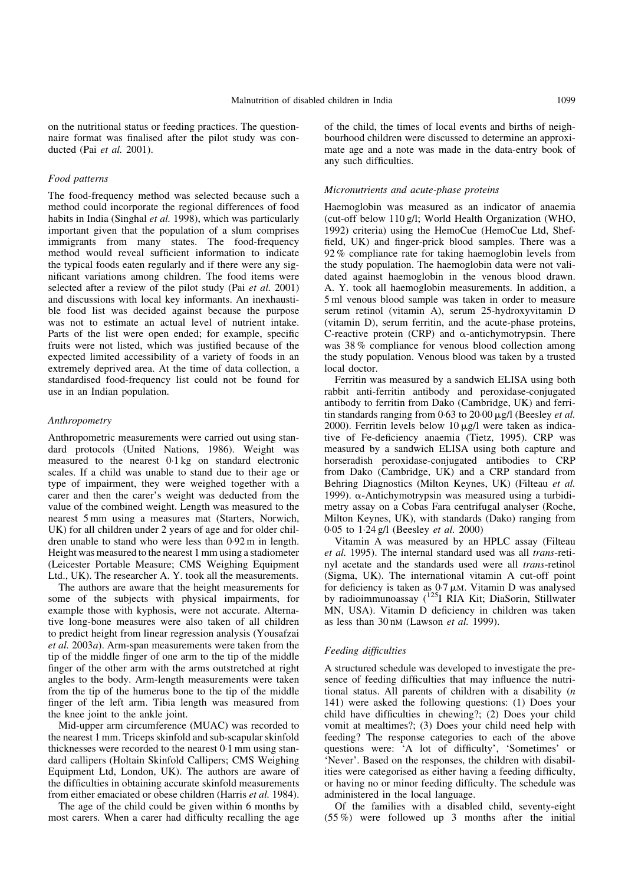on the nutritional status or feeding practices. The questionnaire format was finalised after the pilot study was conducted (Pai *et al.* 2001).

### *Food patterns*

The food-frequency method was selected because such a method could incorporate the regional differences of food habits in India (Singhal *et al.* 1998), which was particularly important given that the population of a slum comprises immigrants from many states. The food-frequency method would reveal sufficient information to indicate the typical foods eaten regularly and if there were any significant variations among children. The food items were selected after a review of the pilot study (Pai *et al.* 2001) and discussions with local key informants. An inexhaustible food list was decided against because the purpose was not to estimate an actual level of nutrient intake. Parts of the list were open ended; for example, specific fruits were not listed, which was justified because of the expected limited accessibility of a variety of foods in an extremely deprived area. At the time of data collection, a standardised food-frequency list could not be found for use in an Indian population.

### *Anthropometry*

Anthropometric measurements were carried out using standard protocols (United Nations, 1986). Weight was measured to the nearest 0·1 kg on standard electronic scales. If a child was unable to stand due to their age or type of impairment, they were weighed together with a carer and then the carer's weight was deducted from the value of the combined weight. Length was measured to the nearest 5 mm using a measures mat (Starters, Norwich, UK) for all children under 2 years of age and for older children unable to stand who were less than 0·92 m in length. Height was measured to the nearest 1 mm using a stadiometer (Leicester Portable Measure; CMS Weighing Equipment Ltd., UK). The researcher A. Y. took all the measurements.

The authors are aware that the height measurements for some of the subjects with physical impairments, for example those with kyphosis, were not accurate. Alternative long-bone measures were also taken of all children to predict height from linear regression analysis (Yousafzai *et al.* 2003*a*). Arm-span measurements were taken from the tip of the middle finger of one arm to the tip of the middle finger of the other arm with the arms outstretched at right angles to the body. Arm-length measurements were taken from the tip of the humerus bone to the tip of the middle finger of the left arm. Tibia length was measured from the knee joint to the ankle joint.

Mid-upper arm circumference (MUAC) was recorded to the nearest 1 mm. Triceps skinfold and sub-scapular skinfold thicknesses were recorded to the nearest 0·1 mm using standard callipers (Holtain Skinfold Callipers; CMS Weighing Equipment Ltd, London, UK). The authors are aware of the difficulties in obtaining accurate skinfold measurements from either emaciated or obese children (Harris *et al.* 1984).

The age of the child could be given within 6 months by most carers. When a carer had difficulty recalling the age of the child, the times of local events and births of neighbourhood children were discussed to determine an approximate age and a note was made in the data-entry book of any such difficulties.

### *Micronutrients and acute-phase proteins*

Haemoglobin was measured as an indicator of anaemia (cut-off below 110 g/l; World Health Organization (WHO, 1992) criteria) using the HemoCue (HemoCue Ltd, Sheffield, UK) and finger-prick blood samples. There was a 92 % compliance rate for taking haemoglobin levels from the study population. The haemoglobin data were not validated against haemoglobin in the venous blood drawn. A. Y. took all haemoglobin measurements. In addition, a 5 ml venous blood sample was taken in order to measure serum retinol (vitamin A), serum 25-hydroxyvitamin D (vitamin D), serum ferritin, and the acute-phase proteins, C-reactive protein (CRP) and α-antichymotrypsin. There was 38 % compliance for venous blood collection among the study population. Venous blood was taken by a trusted local doctor.

Ferritin was measured by a sandwich ELISA using both rabbit anti-ferritin antibody and peroxidase-conjugated antibody to ferritin from Dako (Cambridge, UK) and ferritin standards ranging from 0·63 to 20·00 μg/l (Beesley *et al.* 2000). Ferritin levels below 10 μg/l were taken as indicative of Fe-deficiency anaemia (Tietz, 1995). CRP was measured by a sandwich ELISA using both capture and horseradish peroxidase-conjugated antibodies to CRP from Dako (Cambridge, UK) and a CRP standard from Behring Diagnostics (Milton Keynes, UK) (Filteau *et al.* 1999). α-Antichymotrypsin was measured using a turbidimetry assay on a Cobas Fara centrifugal analyser (Roche, Milton Keynes, UK), with standards (Dako) ranging from 0·05 to 1·24 g/l (Beesley *et al.* 2000)

Vitamin A was measured by an HPLC assay (Filteau *et al.* 1995). The internal standard used was all *trans*-retinyl acetate and the standards used were all *trans*-retinol (Sigma, UK). The international vitamin A cut-off point for deficiency is taken as 0·7 μM. Vitamin D was analysed by radioimmunoassay ($^{125}$I RIA Kit; DiaSorin, Stillwater MN, USA). Vitamin D deficiency in children was taken as less than 30 nM (Lawson *et al.* 1999).

### *Feeding difficulties*

A structured schedule was developed to investigate the presence of feeding difficulties that may influence the nutritional status. All parents of children with a disability (*n* 141) were asked the following questions: (1) Does your child have difficulties in chewing?; (2) Does your child vomit at mealtimes?; (3) Does your child need help with feeding? The response categories to each of the above questions were: 'A lot of difficulty', 'Sometimes' or 'Never'. Based on the responses, the children with disabilities were categorised as either having a feeding difficulty, or having no or minor feeding difficulty. The schedule was administered in the local language.

Of the families with a disabled child, seventy-eight (55 %) were followed up 3 months after the initial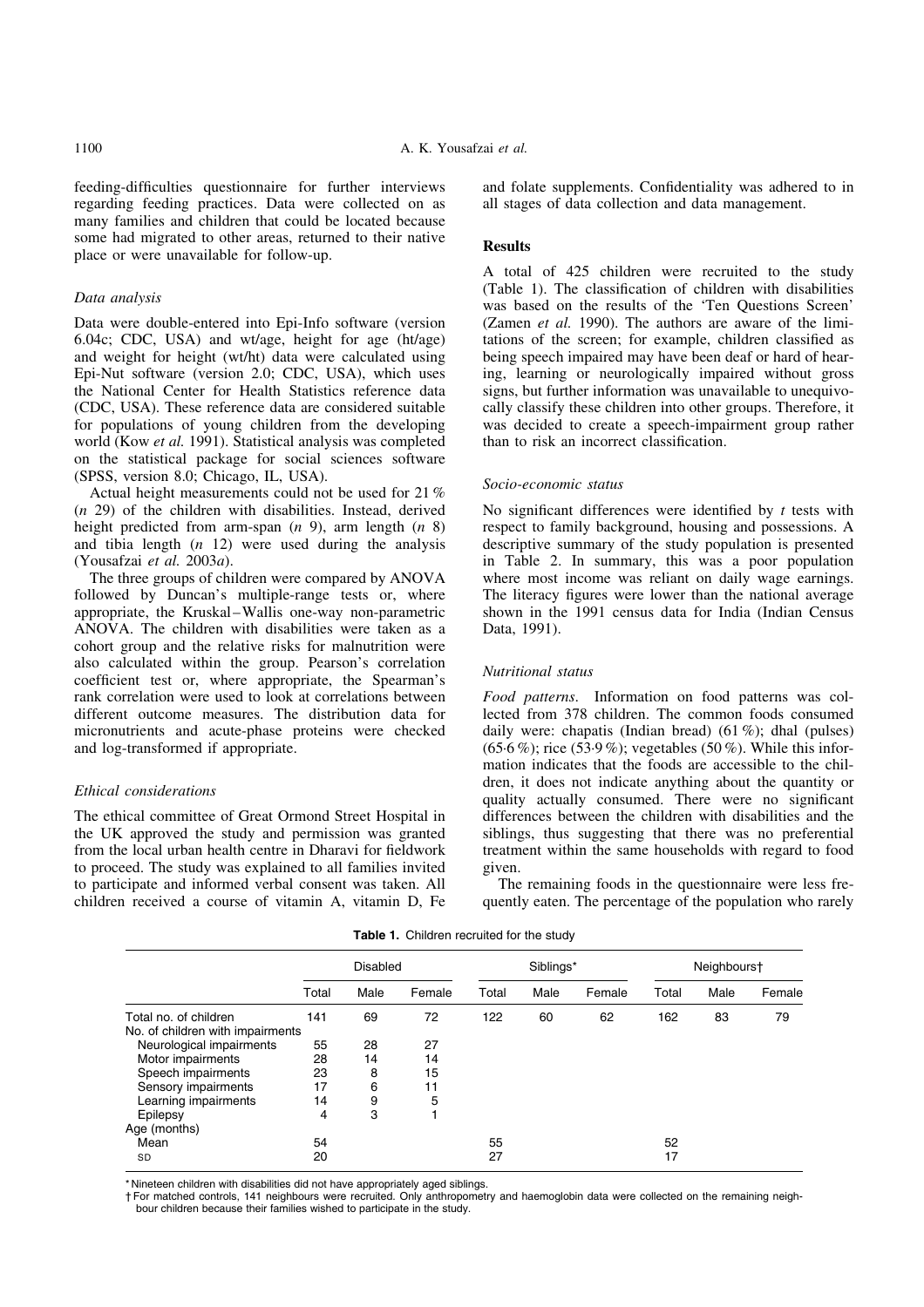feeding-difficulties questionnaire for further interviews regarding feeding practices. Data were collected on as many families and children that could be located because some had migrated to other areas, returned to their native place or were unavailable for follow-up.

### *Data analysis*

Data were double-entered into Epi-Info software (version 6.04c; CDC, USA) and wt/age, height for age (ht/age) and weight for height (wt/ht) data were calculated using Epi-Nut software (version 2.0; CDC, USA), which uses the National Center for Health Statistics reference data (CDC, USA). These reference data are considered suitable for populations of young children from the developing world (Kow *et al.* 1991). Statistical analysis was completed on the statistical package for social sciences software (SPSS, version 8.0; Chicago, IL, USA).

Actual height measurements could not be used for 21 % (*n* 29) of the children with disabilities. Instead, derived height predicted from arm-span (*n* 9), arm length (*n* 8) and tibia length (*n* 12) were used during the analysis (Yousafzai *et al.* 2003*a*).

The three groups of children were compared by ANOVA followed by Duncan's multiple-range tests or, where appropriate, the Kruskal–Wallis one-way non-parametric ANOVA. The children with disabilities were taken as a cohort group and the relative risks for malnutrition were also calculated within the group. Pearson's correlation coefficient test or, where appropriate, the Spearman's rank correlation were used to look at correlations between different outcome measures. The distribution data for micronutrients and acute-phase proteins were checked and log-transformed if appropriate.

### *Ethical considerations*

The ethical committee of Great Ormond Street Hospital in the UK approved the study and permission was granted from the local urban health centre in Dharavi for fieldwork to proceed. The study was explained to all families invited to participate and informed verbal consent was taken. All children received a course of vitamin A, vitamin D, Fe and folate supplements. Confidentiality was adhered to in all stages of data collection and data management.

## **Results**

A total of 425 children were recruited to the study (Table 1). The classification of children with disabilities was based on the results of the 'Ten Questions Screen' (Zamen *et al.* 1990). The authors are aware of the limitations of the screen; for example, children classified as being speech impaired may have been deaf or hard of hearing, learning or neurologically impaired without gross signs, but further information was unavailable to unequivocally classify these children into other groups. Therefore, it was decided to create a speech-impairment group rather than to risk an incorrect classification.

### *Socio-economic status*

No significant differences were identified by *t* tests with respect to family background, housing and possessions. A descriptive summary of the study population is presented in Table 2. In summary, this was a poor population where most income was reliant on daily wage earnings. The literacy figures were lower than the national average shown in the 1991 census data for India (Indian Census Data, 1991).

### *Nutritional status*

*Food patterns*. Information on food patterns was collected from 378 children. The common foods consumed daily were: chapatis (Indian bread) (61 %); dhal (pulses) (65·6 %); rice (53·9 %); vegetables (50 %). While this information indicates that the foods are accessible to the children, it does not indicate anything about the quantity or quality actually consumed. There were no significant differences between the children with disabilities and the siblings, thus suggesting that there was no preferential treatment within the same households with regard to food given.

The remaining foods in the questionnaire were less frequently eaten. The percentage of the population who rarely

**Table 1.** Children recruited for the study

| | Disabled | | | Siblings* | | | Neighbours† | | |
|---|---|---|---|---|---|---|---|---|---|
| | Total | Male | Female | Total | Male | Female | Total | Male | Female |
| Total no. of children | 141 | 69 | 72 | 122 | 60 | 62 | 162 | 83 | 79 |
| No. of children with impairments | | | | | | | | | |
| Neurological impairments | 55 | 28 | 27 | | | | | | |
| Motor impairments | 28 | 14 | 14 | | | | | | |
| Speech impairments | 23 | 8 | 15 | | | | | | |
| Sensory impairments | 17 | 6 | 11 | | | | | | |
| Learning impairments | 14 | 9 | 5 | | | | | | |
| Epilepsy | 4 | 3 | 1 | | | | | | |
| Age (months) | | | | | | | | | |
| Mean | 54 | | | 55 | | | 52 | | |
| SD | 20 | | | 27 | | | 17 | | |

\* Nineteen children with disabilities did not have appropriately aged siblings.

† For matched controls, 141 neighbours were recruited. Only anthropometry and haemoglobin data were collected on the remaining neighbour children because their families wished to participate in the study.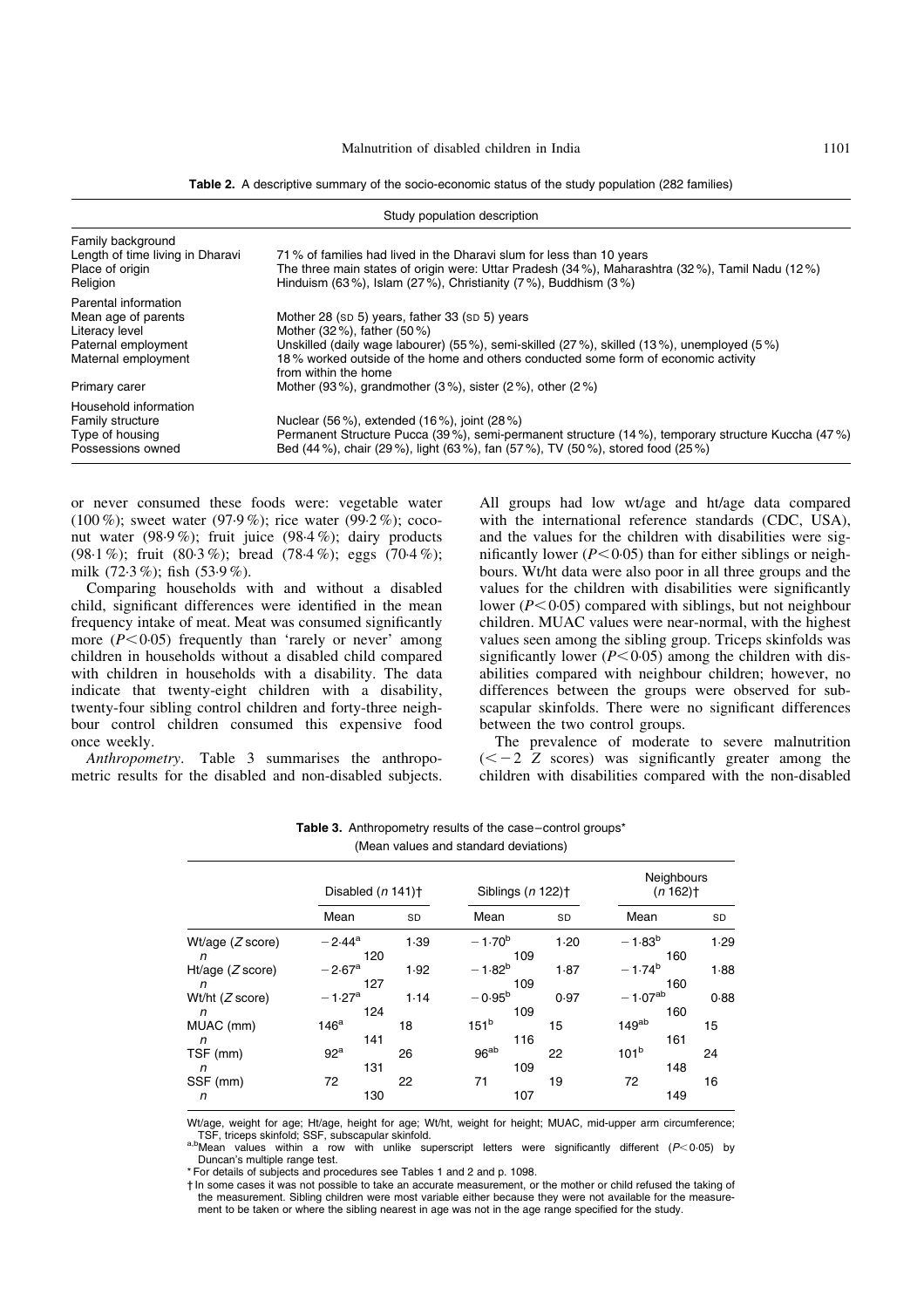**Table 2.** A descriptive summary of the socio-economic status of the study population (282 families)

| Study population description | |
|---|---|
| Family background | |
| Length of time living in Dharavi | 71 % of families had lived in the Dharavi slum for less than 10 years |
| Place of origin | The three main states of origin were: Uttar Pradesh (34 %), Maharashtra (32 %), Tamil Nadu (12 %) |
| Religion | Hinduism (63 %), Islam (27 %), Christianity (7 %), Buddhism (3 %) |
| Parental information | |
| Mean age of parents | Mother 28 (SD 5) years, father 33 (SD 5) years |
| Literacy level | Mother (32 %), father (50 %) |
| Paternal employment | Unskilled (daily wage labourer) (55 %), semi-skilled (27 %), skilled (13 %), unemployed (5 %) |
| Maternal employment | 18 % worked outside of the home and others conducted some form of economic activity from within the home |
| Primary carer | Mother (93 %), grandmother (3 %), sister (2 %), other (2 %) |
| Household information | |
| Family structure | Nuclear (56 %), extended (16 %), joint (28 %) |
| Type of housing | Permanent Structure Pucca (39 %), semi-permanent structure (14 %), temporary structure Kuccha (47 %) |
| Possessions owned | Bed (44 %), chair (29 %), light (63 %), fan (57 %), TV (50 %), stored food (25 %) |

or never consumed these foods were: vegetable water (100 %); sweet water (97·9 %); rice water (99·2 %); coconut water (98·9 %); fruit juice (98·4 %); dairy products (98·1 %); fruit (80·3 %); bread (78·4 %); eggs (70·4 %); milk (72·3 %); fish (53·9 %).

Comparing households with and without a disabled child, significant differences were identified in the mean frequency intake of meat. Meat was consumed significantly more ($P < 0.05$) frequently than 'rarely or never' among children in households without a disabled child compared with children in households with a disability. The data indicate that twenty-eight children with a disability, twenty-four sibling control children and forty-three neighbour control children consumed this expensive food once weekly.

*Anthropometry*. Table 3 summarises the anthropometric results for the disabled and non-disabled subjects. All groups had low wt/age and ht/age data compared with the international reference standards (CDC, USA), and the values for the children with disabilities were significantly lower ($P < 0.05$) than for either siblings or neighbours. Wt/ht data were also poor in all three groups and the values for the children with disabilities were significantly lower ($P < 0.05$) compared with siblings, but not neighbour children. MUAC values were near-normal, with the highest values seen among the sibling group. Triceps skinfolds was significantly lower ($P < 0.05$) among the children with disabilities compared with neighbour children; however, no differences between the groups were observed for subscapular skinfolds. There were no significant differences between the two control groups.

The prevalence of moderate to severe malnutrition ($< -2$ $Z$ scores) was significantly greater among the children with disabilities compared with the non-disabled

**Table 3.** Anthropometry results of the case–control groups*
(Mean values and standard deviations)

| | Disabled (*n* 141)† | | Siblings (*n* 122)† | | Neighbours (*n* 162)† | |
|---|---|---|---|---|---|---|
| | Mean | SD | Mean | SD | Mean | SD |
| Wt/age (*Z* score) | −2·44[a] | 1·39 | −1·70[b] | 1·20 | −1·83[b] | 1·29 |
| *n* | 120 | | 109 | | 160 | |
| Ht/age (*Z* score) | −2·67[a] | 1·92 | −1·82[b] | 1·87 | −1·74[b] | 1·88 |
| *n* | 127 | | 109 | | 160 | |
| Wt/ht (*Z* score) | −1·27[a] | 1·14 | −0·95[b] | 0·97 | −1·07[ab] | 0·88 |
| *n* | 124 | | 109 | | 160 | |
| MUAC (mm) | 146[a] | 18 | 151[b] | 15 | 149[ab] | 15 |
| *n* | 141 | | 116 | | 161 | |
| TSF (mm) | 92[a] | 26 | 96[ab] | 22 | 101[b] | 24 |
| *n* | 131 | | 109 | | 148 | |
| SSF (mm) | 72 | 22 | 71 | 19 | 72 | 16 |
| *n* | 130 | | 107 | | 149 | |

Wt/age, weight for age; Ht/age, height for age; Wt/ht, weight for height; MUAC, mid-upper arm circumference; TSF, triceps skinfold; SSF, subscapular skinfold.

[a,b]Mean values within a row with unlike superscript letters were significantly different ($P < 0.05$) by Duncan's multiple range test.

\* For details of subjects and procedures see Tables 1 and 2 and p. 1098.

† In some cases it was not possible to take an accurate measurement, or the mother or child refused the taking of the measurement. Sibling children were most variable either because they were not available for the measurement to be taken or where the sibling nearest in age was not in the age range specified for the study.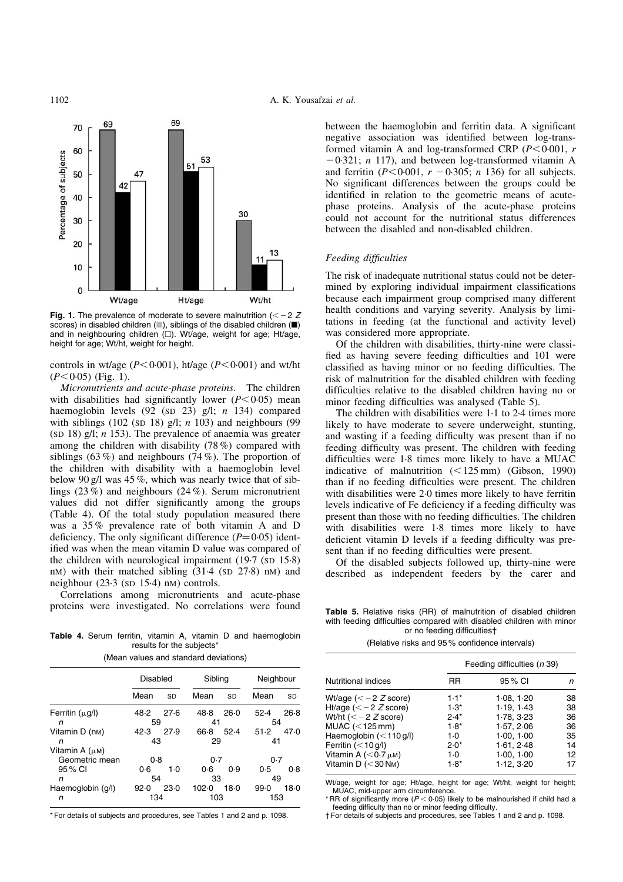Fig. 1. The prevalence of moderate to severe malnutrition ($< -2$ *Z* scores) in disabled children (■), siblings of the disabled children (■) and in neighbouring children (□). Wt/age, weight for age; Ht/age, height for age; Wt/ht, weight for height.

controls in wt/age ($P < 0.001$), ht/age ($P < 0.001$) and wt/ht ($P < 0.05$) (Fig. 1).

*Micronutrients and acute-phase proteins.* The children with disabilities had significantly lower ($P < 0.05$) mean haemoglobin levels (92 (SD 23) g/l; *n* 134) compared with siblings (102 (SD 18) g/l; *n* 103) and neighbours (99 (SD 18) g/l; *n* 153). The prevalence of anaemia was greater among the children with disability (78 %) compared with siblings (63 %) and neighbours (74 %). The proportion of the children with disability with a haemoglobin level below 90 g/l was 45 %, which was nearly twice that of siblings (23 %) and neighbours (24 %). Serum micronutrient values did not differ significantly among the groups (Table 4). Of the total study population measured there was a 35 % prevalence rate of both vitamin A and D deficiency. The only significant difference ($P = 0.05$) identified was when the mean vitamin D value was compared of the children with neurological impairment (19·7 (SD 15·8) nM) with their matched sibling (31·4 (SD 27·8) nM) and neighbour (23·3 (SD 15·4) nM) controls.

Correlations among micronutrients and acute-phase proteins were investigated. No correlations were found between the haemoglobin and ferritin data. A significant negative association was identified between log-transformed vitamin A and log-transformed CRP ($P < 0.001$, $r$ $-0.321$; *n* 117), and between log-transformed vitamin A and ferritin ($P < 0.001$, $r$ $-0.305$; *n* 136) for all subjects. No significant differences between the groups could be identified in relation to the geometric means of acute-phase proteins. Analysis of the acute-phase proteins could not account for the nutritional status differences between the disabled and non-disabled children.

**Table 4.** Serum ferritin, vitamin A, vitamin D and haemoglobin results for the subjects*

(Mean values and standard deviations)

| | Disabled | | Sibling | | Neighbour | |
|---|---|---|---|---|---|---|
| | Mean | SD | Mean | SD | Mean | SD |
| Ferritin (μg/l) | 48·2 | 27·6 | 48·8 | 26·0 | 52·4 | 26·8 |
| *n* | 59 | | 41 | | 54 | |
| Vitamin D (nM) | 42·3 | 27·9 | 66·8 | 52·4 | 51·2 | 47·0 |
| *n* | 43 | | 29 | | 41 | |
| Vitamin A (μM) | | | | | | |
| Geometric mean | 0·8 | | 0·7 | | 0·7 | |
| 95 % CI | 0·6 | 1·0 | 0·6 | 0·9 | 0·5 | 0·8 |
| *n* | 54 | | 33 | | 49 | |
| Haemoglobin (g/l) | 92·0 | 23·0 | 102·0 | 18·0 | 99·0 | 18·0 |
| *n* | 134 | | 103 | | 153 | |

\* For details of subjects and procedures, see Tables 1 and 2 and p. 1098.

### *Feeding difficulties*

The risk of inadequate nutritional status could not be determined by exploring individual impairment classifications because each impairment group comprised many different health conditions and varying severity. Analysis by limitations in feeding (at the functional and activity level) was considered more appropriate.

Of the children with disabilities, thirty-nine were classified as having severe feeding difficulties and 101 were classified as having minor or no feeding difficulties. The risk of malnutrition for the disabled children with feeding difficulties relative to the disabled children having no or minor feeding difficulties was analysed (Table 5).

The children with disabilities were 1·1 to 2·4 times more likely to have moderate to severe underweight, stunting, and wasting if a feeding difficulty was present than if no feeding difficulty was present. The children with feeding difficulties were 1·8 times more likely to have a MUAC indicative of malnutrition (<125 mm) (Gibson, 1990) than if no feeding difficulties were present. The children with disabilities were 2·0 times more likely to have ferritin levels indicative of Fe deficiency if a feeding difficulty was present than those with no feeding difficulties. The children with disabilities were 1·8 times more likely to have deficient vitamin D levels if a feeding difficulty was present than if no feeding difficulties were present.

Of the disabled subjects followed up, thirty-nine were described as independent feeders by the carer and

**Table 5.** Relative risks (RR) of malnutrition of disabled children with feeding difficulties compared with disabled children with minor or no feeding difficulties†

(Relative risks and 95 % confidence intervals)

| | Feeding difficulties (*n* 39) | | |
|---|---|---|---|
| Nutritional indices | RR | 95 % CI | *n* |
| Wt/age ($< -2$ *Z* score) | 1·1* | 1·08, 1·20 | 38 |
| Ht/age ($< -2$ *Z* score) | 1·3* | 1·19, 1·43 | 38 |
| Wt/ht ($< -2$ *Z* score) | 2·4* | 1·78, 3·23 | 36 |
| MUAC (<125 mm) | 1·8* | 1·57, 2·06 | 36 |
| Haemoglobin (<110 g/l) | 1·0 | 1·00, 1·00 | 35 |
| Ferritin (<10 g/l) | 2·0* | 1·61, 2·48 | 14 |
| Vitamin A (<0·7 μM) | 1·0 | 1·00, 1·00 | 12 |
| Vitamin D (<30 NM) | 1·8* | 1·12, 3·20 | 17 |

Wt/age, weight for age; Ht/age, height for age; Wt/ht, weight for height; MUAC, mid-upper arm circumference.

\* RR of significantly more ($P < 0.05$) likely to be malnourished if child had a feeding difficulty than no or minor feeding difficulty.

† For details of subjects and procedures, see Tables 1 and 2 and p. 1098.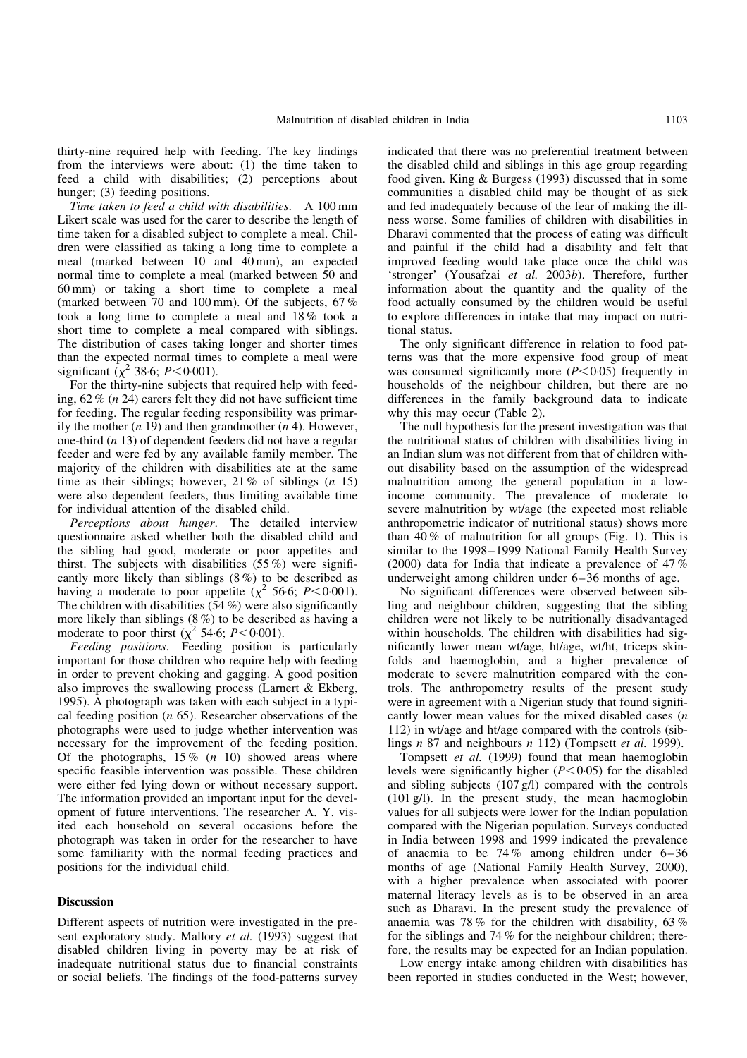thirty-nine required help with feeding. The key findings from the interviews were about: (1) the time taken to feed a child with disabilities; (2) perceptions about hunger; (3) feeding positions.

*Time taken to feed a child with disabilities*. A 100 mm Likert scale was used for the carer to describe the length of time taken for a disabled subject to complete a meal. Children were classified as taking a long time to complete a meal (marked between 10 and 40 mm), an expected normal time to complete a meal (marked between 50 and 60 mm) or taking a short time to complete a meal (marked between 70 and 100 mm). Of the subjects, 67 % took a long time to complete a meal and 18 % took a short time to complete a meal compared with siblings. The distribution of cases taking longer and shorter times than the expected normal times to complete a meal were significant ($\chi^2$ 38·6; $P<0·001$).

For the thirty-nine subjects that required help with feeding, 62 % (*n* 24) carers felt they did not have sufficient time for feeding. The regular feeding responsibility was primarily the mother (*n* 19) and then grandmother (*n* 4). However, one-third (*n* 13) of dependent feeders did not have a regular feeder and were fed by any available family member. The majority of the children with disabilities ate at the same time as their siblings; however, 21 % of siblings (*n* 15) were also dependent feeders, thus limiting available time for individual attention of the disabled child.

*Perceptions about hunger*. The detailed interview questionnaire asked whether both the disabled child and the sibling had good, moderate or poor appetites and thirst. The subjects with disabilities (55 %) were significantly more likely than siblings (8 %) to be described as having a moderate to poor appetite ($\chi^2$ 56·6; $P<0·001$). The children with disabilities (54 %) were also significantly more likely than siblings (8 %) to be described as having a moderate to poor thirst ($\chi^2$ 54·6; $P<0·001$).

*Feeding positions*. Feeding position is particularly important for those children who require help with feeding in order to prevent choking and gagging. A good position also improves the swallowing process (Larnert & Ekberg, 1995). A photograph was taken with each subject in a typical feeding position (*n* 65). Researcher observations of the photographs were used to judge whether intervention was necessary for the improvement of the feeding position. Of the photographs, 15 % (*n* 10) showed areas where specific feasible intervention was possible. These children were either fed lying down or without necessary support. The information provided an important input for the development of future interventions. The researcher A. Y. visited each household on several occasions before the photograph was taken in order for the researcher to have some familiarity with the normal feeding practices and positions for the individual child.

## Discussion

Different aspects of nutrition were investigated in the present exploratory study. Mallory *et al.* (1993) suggest that disabled children living in poverty may be at risk of inadequate nutritional status due to financial constraints or social beliefs. The findings of the food-patterns survey indicated that there was no preferential treatment between the disabled child and siblings in this age group regarding food given. King & Burgess (1993) discussed that in some communities a disabled child may be thought of as sick and fed inadequately because of the fear of making the illness worse. Some families of children with disabilities in Dharavi commented that the process of eating was difficult and painful if the child had a disability and felt that improved feeding would take place once the child was 'stronger' (Yousafzai *et al.* 2003*b*). Therefore, further information about the quantity and the quality of the food actually consumed by the children would be useful to explore differences in intake that may impact on nutritional status.

The only significant difference in relation to food patterns was that the more expensive food group of meat was consumed significantly more ($P<0·05$) frequently in households of the neighbour children, but there are no differences in the family background data to indicate why this may occur (Table 2).

The null hypothesis for the present investigation was that the nutritional status of children with disabilities living in an Indian slum was not different from that of children without disability based on the assumption of the widespread malnutrition among the general population in a low-income community. The prevalence of moderate to severe malnutrition by wt/age (the expected most reliable anthropometric indicator of nutritional status) shows more than 40 % of malnutrition for all groups (Fig. 1). This is similar to the 1998–1999 National Family Health Survey (2000) data for India that indicate a prevalence of 47 % underweight among children under 6–36 months of age.

No significant differences were observed between sibling and neighbour children, suggesting that the sibling children were not likely to be nutritionally disadvantaged within households. The children with disabilities had significantly lower mean wt/age, ht/age, wt/ht, triceps skinfolds and haemoglobin, and a higher prevalence of moderate to severe malnutrition compared with the controls. The anthropometry results of the present study were in agreement with a Nigerian study that found significantly lower mean values for the mixed disabled cases (*n* 112) in wt/age and ht/age compared with the controls (siblings *n* 87 and neighbours *n* 112) (Tompsett *et al.* 1999).

Tompsett *et al.* (1999) found that mean haemoglobin levels were significantly higher ($P<0·05$) for the disabled and sibling subjects (107 g/l) compared with the controls (101 g/l). In the present study, the mean haemoglobin values for all subjects were lower for the Indian population compared with the Nigerian population. Surveys conducted in India between 1998 and 1999 indicated the prevalence of anaemia to be 74 % among children under 6–36 months of age (National Family Health Survey, 2000), with a higher prevalence when associated with poorer maternal literacy levels as is to be observed in an area such as Dharavi. In the present study the prevalence of anaemia was 78 % for the children with disability, 63 % for the siblings and 74 % for the neighbour children; therefore, the results may be expected for an Indian population.

Low energy intake among children with disabilities has been reported in studies conducted in the West; however,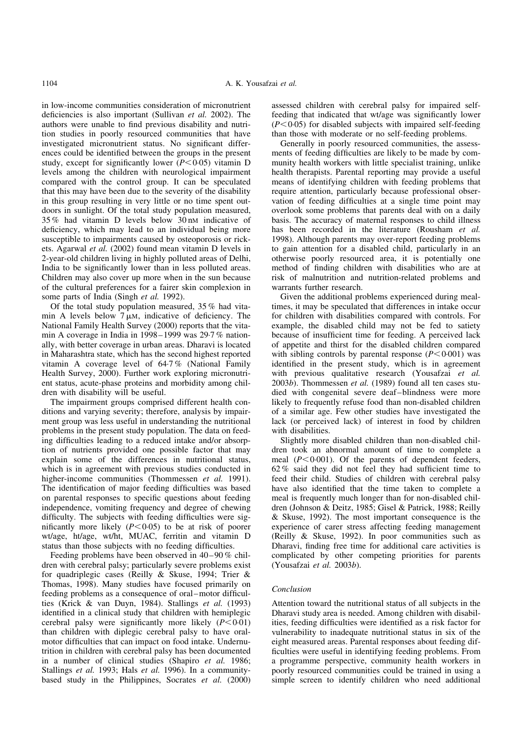in low-income communities consideration of micronutrient deficiencies is also important (Sullivan *et al.* 2002). The authors were unable to find previous disability and nutrition studies in poorly resourced communities that have investigated micronutrient status. No significant differences could be identified between the groups in the present study, except for significantly lower ($P<0.05$) vitamin D levels among the children with neurological impairment compared with the control group. It can be speculated that this may have been due to the severity of the disability in this group resulting in very little or no time spent outdoors in sunlight. Of the total study population measured, 35 % had vitamin D levels below 30 nM indicative of deficiency, which may lead to an individual being more susceptible to impairments caused by osteoporosis or rickets. Agarwal *et al.* (2002) found mean vitamin D levels in 2-year-old children living in highly polluted areas of Delhi, India to be significantly lower than in less polluted areas. Children may also cover up more when in the sun because of the cultural preferences for a fairer skin complexion in some parts of India (Singh *et al.* 1992).

Of the total study population measured, 35 % had vitamin A levels below 7 μM, indicative of deficiency. The National Family Health Survey (2000) reports that the vitamin A coverage in India in 1998–1999 was 29·7 % nationally, with better coverage in urban areas. Dharavi is located in Maharashtra state, which has the second highest reported vitamin A coverage level of 64·7 % (National Family Health Survey, 2000). Further work exploring micronutrient status, acute-phase proteins and morbidity among children with disability will be useful.

The impairment groups comprised different health conditions and varying severity; therefore, analysis by impairment group was less useful in understanding the nutritional problems in the present study population. The data on feeding difficulties leading to a reduced intake and/or absorption of nutrients provided one possible factor that may explain some of the differences in nutritional status, which is in agreement with previous studies conducted in higher-income communities (Thommessen *et al.* 1991). The identification of major feeding difficulties was based on parental responses to specific questions about feeding independence, vomiting frequency and degree of chewing difficulty. The subjects with feeding difficulties were significantly more likely ($P<0.05$) to be at risk of poorer wt/age, ht/age, wt/ht, MUAC, ferritin and vitamin D status than those subjects with no feeding difficulties.

Feeding problems have been observed in 40–90 % children with cerebral palsy; particularly severe problems exist for quadriplegic cases (Reilly & Skuse, 1994; Trier & Thomas, 1998). Many studies have focused primarily on feeding problems as a consequence of oral–motor difficulties (Krick & van Duyn, 1984). Stallings *et al.* (1993) identified in a clinical study that children with hemiplegic cerebral palsy were significantly more likely ($P<0.01$) than children with diplegic cerebral palsy to have oral-motor difficulties that can impact on food intake. Undernutrition in children with cerebral palsy has been documented in a number of clinical studies (Shapiro *et al.* 1986; Stallings *et al.* 1993; Hals *et al.* 1996). In a community-based study in the Philippines, Socrates *et al.* (2000) assessed children with cerebral palsy for impaired self-feeding that indicated that wt/age was significantly lower ($P<0.05$) for disabled subjects with impaired self-feeding than those with moderate or no self-feeding problems.

Generally in poorly resourced communities, the assessments of feeding difficulties are likely to be made by community health workers with little specialist training, unlike health therapists. Parental reporting may provide a useful means of identifying children with feeding problems that require attention, particularly because professional observation of feeding difficulties at a single time point may overlook some problems that parents deal with on a daily basis. The accuracy of maternal responses to child illness has been recorded in the literature (Rousham *et al.* 1998). Although parents may over-report feeding problems to gain attention for a disabled child, particularly in an otherwise poorly resourced area, it is potentially one method of finding children with disabilities who are at risk of malnutrition and nutrition-related problems and warrants further research.

Given the additional problems experienced during mealtimes, it may be speculated that differences in intake occur for children with disabilities compared with controls. For example, the disabled child may not be fed to satiety because of insufficient time for feeding. A perceived lack of appetite and thirst for the disabled children compared with sibling controls by parental response ($P<0.001$) was identified in the present study, which is in agreement with previous qualitative research (Yousafzai *et al.* 2003*b*). Thommessen *et al.* (1989) found all ten cases studied with congenital severe deaf–blindness were more likely to frequently refuse food than non-disabled children of a similar age. Few other studies have investigated the lack (or perceived lack) of interest in food by children with disabilities.

Slightly more disabled children than non-disabled children took an abnormal amount of time to complete a meal ($P<0.001$). Of the parents of dependent feeders, 62 % said they did not feel they had sufficient time to feed their child. Studies of children with cerebral palsy have also identified that the time taken to complete a meal is frequently much longer than for non-disabled children (Johnson & Deitz, 1985; Gisel & Patrick, 1988; Reilly & Skuse, 1992). The most important consequence is the experience of carer stress affecting feeding management (Reilly & Skuse, 1992). In poor communities such as Dharavi, finding free time for additional care activities is complicated by other competing priorities for parents (Yousafzai *et al.* 2003*b*).

### *Conclusion*

Attention toward the nutritional status of all subjects in the Dharavi study area is needed. Among children with disabilities, feeding difficulties were identified as a risk factor for vulnerability to inadequate nutritional status in six of the eight measured areas. Parental responses about feeding difficulties were useful in identifying feeding problems. From a programme perspective, community health workers in poorly resourced communities could be trained in using a simple screen to identify children who need additional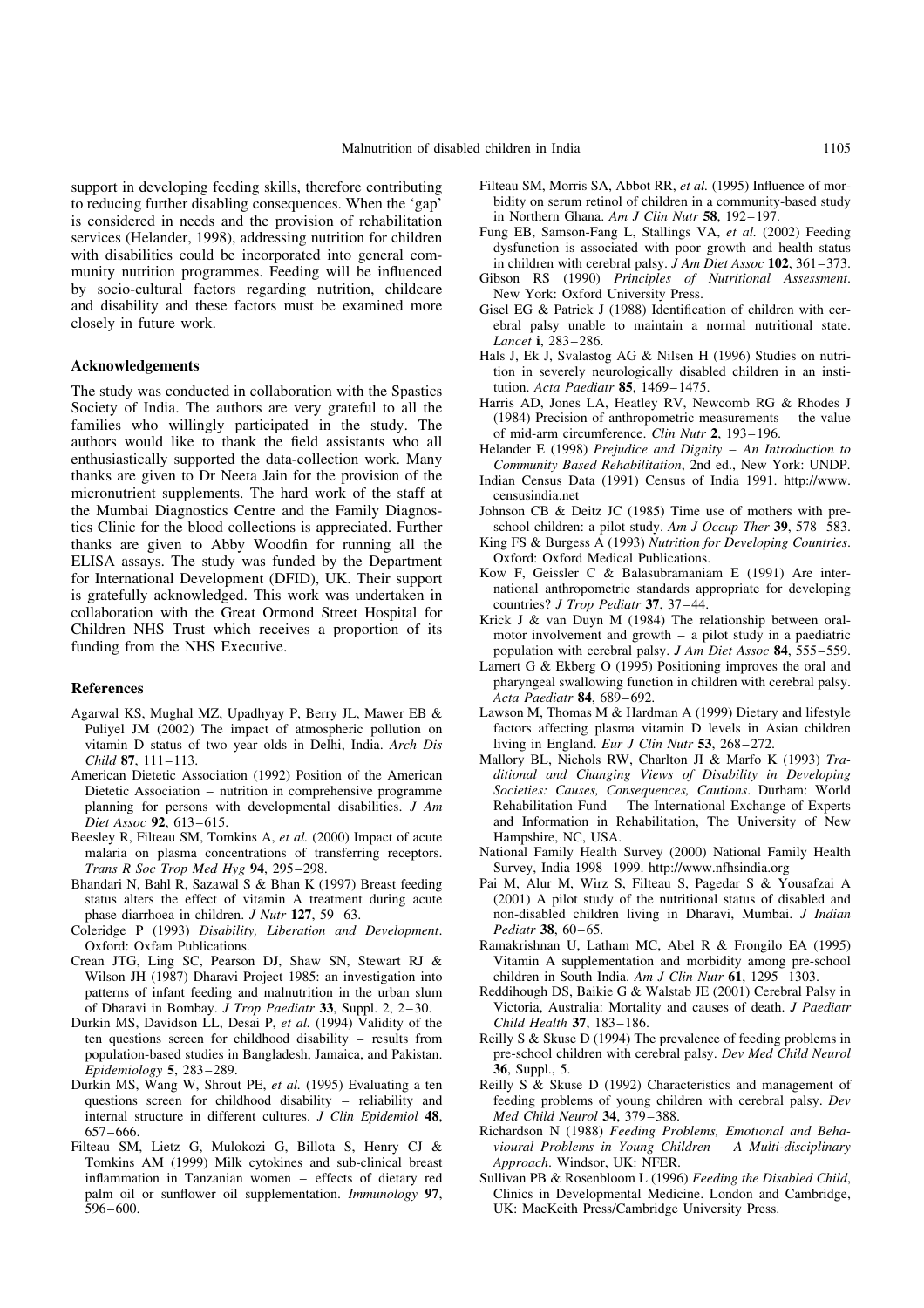support in developing feeding skills, therefore contributing to reducing further disabling consequences. When the 'gap' is considered in needs and the provision of rehabilitation services (Helander, 1998), addressing nutrition for children with disabilities could be incorporated into general community nutrition programmes. Feeding will be influenced by socio-cultural factors regarding nutrition, childcare and disability and these factors must be examined more closely in future work.

## Acknowledgements

The study was conducted in collaboration with the Spastics Society of India. The authors are very grateful to all the families who willingly participated in the study. The authors would like to thank the field assistants who all enthusiastically supported the data-collection work. Many thanks are given to Dr Neeta Jain for the provision of the micronutrient supplements. The hard work of the staff at the Mumbai Diagnostics Centre and the Family Diagnostics Clinic for the blood collections is appreciated. Further thanks are given to Abby Woodfin for running all the ELISA assays. The study was funded by the Department for International Development (DFID), UK. Their support is gratefully acknowledged. This work was undertaken in collaboration with the Great Ormond Street Hospital for Children NHS Trust which receives a proportion of its funding from the NHS Executive.

## References

Agarwal KS, Mughal MZ, Upadhyay P, Berry JL, Mawer EB & Puliyel JM (2002) The impact of atmospheric pollution on vitamin D status of two year olds in Delhi, India. *Arch Dis Child* **87**, 111–113.

American Dietetic Association (1992) Position of the American Dietetic Association – nutrition in comprehensive programme planning for persons with developmental disabilities. *J Am Diet Assoc* **92**, 613–615.

Beesley R, Filteau SM, Tomkins A, *et al.* (2000) Impact of acute malaria on plasma concentrations of transferring receptors. *Trans R Soc Trop Med Hyg* **94**, 295–298.

Bhandari N, Bahl R, Sazawal S & Bhan K (1997) Breast feeding status alters the effect of vitamin A treatment during acute phase diarrhoea in children. *J Nutr* **127**, 59–63.

Coleridge P (1993) *Disability, Liberation and Development*. Oxford: Oxfam Publications.

Crean JTG, Ling SC, Pearson DJ, Shaw SN, Stewart RJ & Wilson JH (1987) Dharavi Project 1985: an investigation into patterns of infant feeding and malnutrition in the urban slum of Dharavi in Bombay. *J Trop Paediatr* **33**, Suppl. 2, 2–30.

Durkin MS, Davidson LL, Desai P, *et al.* (1994) Validity of the ten questions screen for childhood disability – results from population-based studies in Bangladesh, Jamaica, and Pakistan. *Epidemiology* **5**, 283–289.

Durkin MS, Wang W, Shrout PE, *et al.* (1995) Evaluating a ten questions screen for childhood disability – reliability and internal structure in different cultures. *J Clin Epidemiol* **48**, 657–666.

Filteau SM, Lietz G, Mulokozi G, Billota S, Henry CJ & Tomkins AM (1999) Milk cytokines and sub-clinical breast inflammation in Tanzanian women – effects of dietary red palm oil or sunflower oil supplementation. *Immunology* **97**, 596–600.

Filteau SM, Morris SA, Abbot RR, *et al.* (1995) Influence of morbidity on serum retinol of children in a community-based study in Northern Ghana. *Am J Clin Nutr* **58**, 192–197.

Fung EB, Samson-Fang L, Stallings VA, *et al.* (2002) Feeding dysfunction is associated with poor growth and health status in children with cerebral palsy. *J Am Diet Assoc* **102**, 361–373.

Gibson RS (1990) *Principles of Nutritional Assessment*. New York: Oxford University Press.

Gisel EG & Patrick J (1988) Identification of children with cerebral palsy unable to maintain a normal nutritional state. *Lancet* **i**, 283–286.

Hals J, Ek J, Svalastog AG & Nilsen H (1996) Studies on nutrition in severely neurologically disabled children in an institution. *Acta Paediatr* **85**, 1469–1475.

Harris AD, Jones LA, Heatley RV, Newcomb RG & Rhodes J (1984) Precision of anthropometric measurements – the value of mid-arm circumference. *Clin Nutr* **2**, 193–196.

Helander E (1998) *Prejudice and Dignity – An Introduction to Community Based Rehabilitation*, 2nd ed., New York: UNDP.

Indian Census Data (1991) Census of India 1991. http://www.censusindia.net

Johnson CB & Deitz JC (1985) Time use of mothers with preschool children: a pilot study. *Am J Occup Ther* **39**, 578–583.

King FS & Burgess A (1993) *Nutrition for Developing Countries*. Oxford: Oxford Medical Publications.

Kow F, Geissler C & Balasubramaniam E (1991) Are international anthropometric standards appropriate for developing countries? *J Trop Pediatr* **37**, 37–44.

Krick J & van Duyn M (1984) The relationship between oral-motor involvement and growth – a pilot study in a paediatric population with cerebral palsy. *J Am Diet Assoc* **84**, 555–559.

Larnert G & Ekberg O (1995) Positioning improves the oral and pharyngeal swallowing function in children with cerebral palsy. *Acta Paediatr* **84**, 689–692.

Lawson M, Thomas M & Hardman A (1999) Dietary and lifestyle factors affecting plasma vitamin D levels in Asian children living in England. *Eur J Clin Nutr* **53**, 268–272.

Mallory BL, Nichols RW, Charlton JI & Marfo K (1993) *Traditional and Changing Views of Disability in Developing Societies: Causes, Consequences, Cautions*. Durham: World Rehabilitation Fund – The International Exchange of Experts and Information in Rehabilitation, The University of New Hampshire, NC, USA.

National Family Health Survey (2000) National Family Health Survey, India 1998–1999. http://www.nfhsindia.org

Pai M, Alur M, Wirz S, Filteau S, Pagedar S & Yousafzai A (2001) A pilot study of the nutritional status of disabled and non-disabled children living in Dharavi, Mumbai. *J Indian Pediatr* **38**, 60–65.

Ramakrishnan U, Latham MC, Abel R & Frongilo EA (1995) Vitamin A supplementation and morbidity among pre-school children in South India. *Am J Clin Nutr* **61**, 1295–1303.

Reddihough DS, Baikie G & Walstab JE (2001) Cerebral Palsy in Victoria, Australia: Mortality and causes of death. *J Paediatr Child Health* **37**, 183–186.

Reilly S & Skuse D (1994) The prevalence of feeding problems in pre-school children with cerebral palsy. *Dev Med Child Neurol* **36**, Suppl., 5.

Reilly S & Skuse D (1992) Characteristics and management of feeding problems of young children with cerebral palsy. *Dev Med Child Neurol* **34**, 379–388.

Richardson N (1988) *Feeding Problems, Emotional and Behavioural Problems in Young Children – A Multi-disciplinary Approach*. Windsor, UK: NFER.

Sullivan PB & Rosenbloom L (1996) *Feeding the Disabled Child*, Clinics in Developmental Medicine. London and Cambridge, UK: MacKeith Press/Cambridge University Press.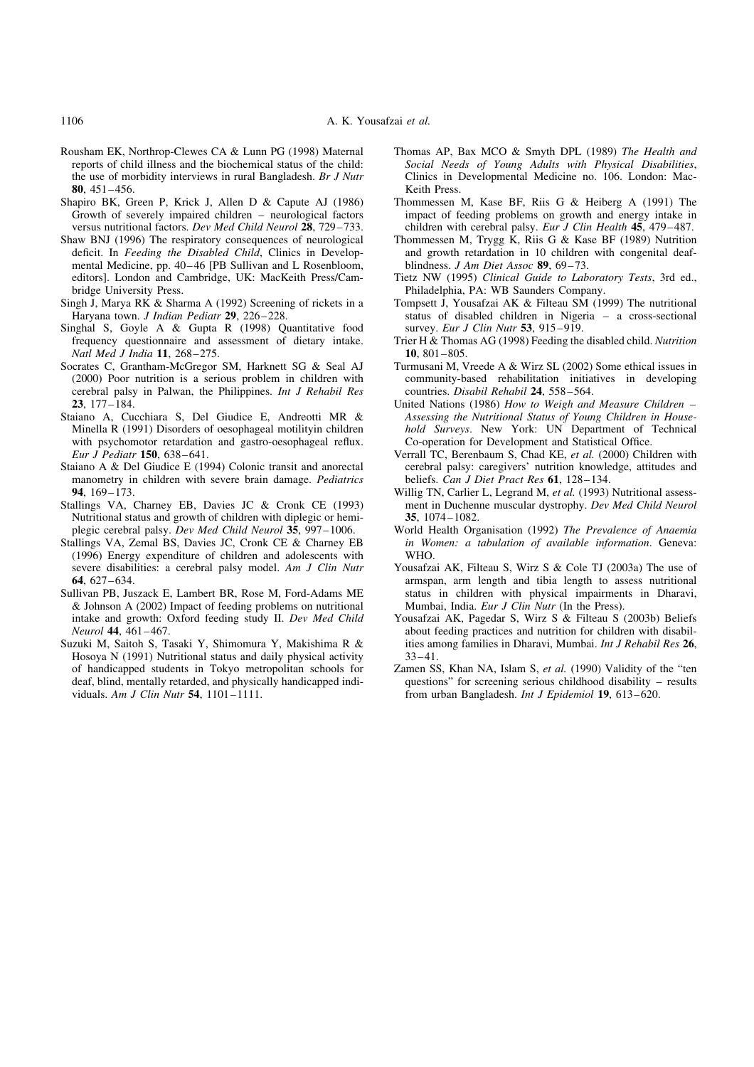Rousham EK, Northrop-Clewes CA & Lunn PG (1998) Maternal reports of child illness and the biochemical status of the child: the use of morbidity interviews in rural Bangladesh. *Br J Nutr* **80**, 451–456.

Shapiro BK, Green P, Krick J, Allen D & Capute AJ (1986) Growth of severely impaired children – neurological factors versus nutritional factors. *Dev Med Child Neurol* **28**, 729–733.

Shaw BNJ (1996) The respiratory consequences of neurological deficit. In *Feeding the Disabled Child*, Clinics in Developmental Medicine, pp. 40–46 [PB Sullivan and L Rosenbloom, editors]. London and Cambridge, UK: MacKeith Press/Cambridge University Press.

Singh J, Marya RK & Sharma A (1992) Screening of rickets in a Haryana town. *J Indian Pediatr* **29**, 226–228.

Singhal S, Goyle A & Gupta R (1998) Quantitative food frequency questionnaire and assessment of dietary intake. *Natl Med J India* **11**, 268–275.

Socrates C, Grantham-McGregor SM, Harknett SG & Seal AJ (2000) Poor nutrition is a serious problem in children with cerebral palsy in Palwan, the Philippines. *Int J Rehabil Res* **23**, 177–184.

Staiano A, Cucchiara S, Del Giudice E, Andreotti MR & Minella R (1991) Disorders of oesophageal motilityin children with psychomotor retardation and gastro-oesophageal reflux. *Eur J Pediatr* **150**, 638–641.

Staiano A & Del Giudice E (1994) Colonic transit and anorectal manometry in children with severe brain damage. *Pediatrics* **94**, 169–173.

Stallings VA, Charney EB, Davies JC & Cronk CE (1993) Nutritional status and growth of children with diplegic or hemiplegic cerebral palsy. *Dev Med Child Neurol* **35**, 997–1006.

Stallings VA, Zemal BS, Davies JC, Cronk CE & Charney EB (1996) Energy expenditure of children and adolescents with severe disabilities: a cerebral palsy model. *Am J Clin Nutr* **64**, 627–634.

Sullivan PB, Juszack E, Lambert BR, Rose M, Ford-Adams ME & Johnson A (2002) Impact of feeding problems on nutritional intake and growth: Oxford feeding study II. *Dev Med Child Neurol* **44**, 461–467.

Suzuki M, Saitoh S, Tasaki Y, Shimomura Y, Makishima R & Hosoya N (1991) Nutritional status and daily physical activity of handicapped students in Tokyo metropolitan schools for deaf, blind, mentally retarded, and physically handicapped individuals. *Am J Clin Nutr* **54**, 1101–1111.

Thomas AP, Bax MCO & Smyth DPL (1989) *The Health and Social Needs of Young Adults with Physical Disabilities*, Clinics in Developmental Medicine no. 106. London: MacKeith Press.

Thommessen M, Kase BF, Riis G & Heiberg A (1991) The impact of feeding problems on growth and energy intake in children with cerebral palsy. *Eur J Clin Health* **45**, 479–487.

Thommessen M, Trygg K, Riis G & Kase BF (1989) Nutrition and growth retardation in 10 children with congenital deafblindness. *J Am Diet Assoc* **89**, 69–73.

Tietz NW (1995) *Clinical Guide to Laboratory Tests*, 3rd ed., Philadelphia, PA: WB Saunders Company.

Tompsett J, Yousafzai AK & Filteau SM (1999) The nutritional status of disabled children in Nigeria – a cross-sectional survey. *Eur J Clin Nutr* **53**, 915–919.

Trier H & Thomas AG (1998) Feeding the disabled child. *Nutrition* **10**, 801–805.

Turmusani M, Vreede A & Wirz SL (2002) Some ethical issues in community-based rehabilitation initiatives in developing countries. *Disabil Rehabil* **24**, 558–564.

United Nations (1986) *How to Weigh and Measure Children – Assessing the Nutritional Status of Young Children in Household Surveys*. New York: UN Department of Technical Co-operation for Development and Statistical Office.

Verrall TC, Berenbaum S, Chad KE, *et al.* (2000) Children with cerebral palsy: caregivers' nutrition knowledge, attitudes and beliefs. *Can J Diet Pract Res* **61**, 128–134.

Willig TN, Carlier L, Legrand M, *et al.* (1993) Nutritional assessment in Duchenne muscular dystrophy. *Dev Med Child Neurol* **35**, 1074–1082.

World Health Organisation (1992) *The Prevalence of Anaemia in Women: a tabulation of available information*. Geneva: WHO.

Yousafzai AK, Filteau S, Wirz S & Cole TJ (2003a) The use of armspan, arm length and tibia length to assess nutritional status in children with physical impairments in Dharavi, Mumbai, India. *Eur J Clin Nutr* (In the Press).

Yousafzai AK, Pagedar S, Wirz S & Filteau S (2003b) Beliefs about feeding practices and nutrition for children with disabilities among families in Dharavi, Mumbai. *Int J Rehabil Res* **26**, 33–41.

Zamen SS, Khan NA, Islam S, *et al.* (1990) Validity of the "ten questions" for screening serious childhood disability – results from urban Bangladesh. *Int J Epidemiol* **19**, 613–620.